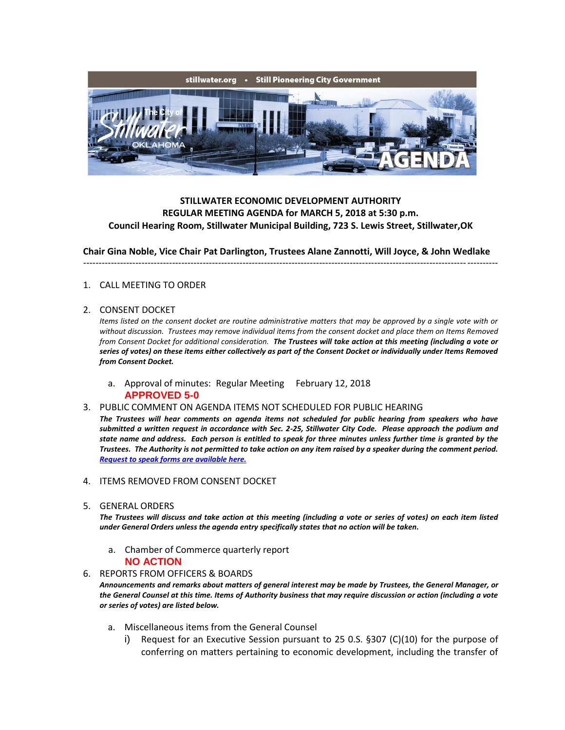stillwater.org • Still Pioneering City Government

The City of Stillwater OKLAHOMA AGENDA

**STILLWATER ECONOMIC DEVELOPMENT AUTHORITY**
**REGULAR MEETING AGENDA for MARCH 5, 2018 at 5:30 p.m.**
**Council Hearing Room, Stillwater Municipal Building, 723 S. Lewis Street, Stillwater,OK**

**Chair Gina Noble, Vice Chair Pat Darlington, Trustees Alane Zannotti, Will Joyce, & John Wedlake**

---

1. CALL MEETING TO ORDER

2. CONSENT DOCKET

   *Items listed on the consent docket are routine administrative matters that may be approved by a single vote with or without discussion. Trustees may remove individual items from the consent docket and place them on Items Removed from Consent Docket for additional consideration.* ***The Trustees will take action at this meeting (including a vote or series of votes) on these items either collectively as part of the Consent Docket or individually under Items Removed from Consent Docket.***

   a. Approval of minutes: Regular Meeting February 12, 2018

      **APPROVED 5-0**

3. PUBLIC COMMENT ON AGENDA ITEMS NOT SCHEDULED FOR PUBLIC HEARING

   ***The Trustees will hear comments on agenda items not scheduled for public hearing from speakers who have submitted a written request in accordance with Sec. 2-25, Stillwater City Code. Please approach the podium and state name and address. Each person is entitled to speak for three minutes unless further time is granted by the Trustees. The Authority is not permitted to take action on any item raised by a speaker during the comment period.*** [***Request to speak forms are available here.***]

4. ITEMS REMOVED FROM CONSENT DOCKET

5. GENERAL ORDERS

   ***The Trustees will discuss and take action at this meeting (including a vote or series of votes) on each item listed under General Orders unless the agenda entry specifically states that no action will be taken.***

   a. Chamber of Commerce quarterly report

      **NO ACTION**

6. REPORTS FROM OFFICERS & BOARDS

   ***Announcements and remarks about matters of general interest may be made by Trustees, the General Manager, or the General Counsel at this time. Items of Authority business that may require discussion or action (including a vote or series of votes) are listed below.***

   a. Miscellaneous items from the General Counsel

      i) Request for an Executive Session pursuant to 25 O.S. §307 (C)(10) for the purpose of conferring on matters pertaining to economic development, including the transfer of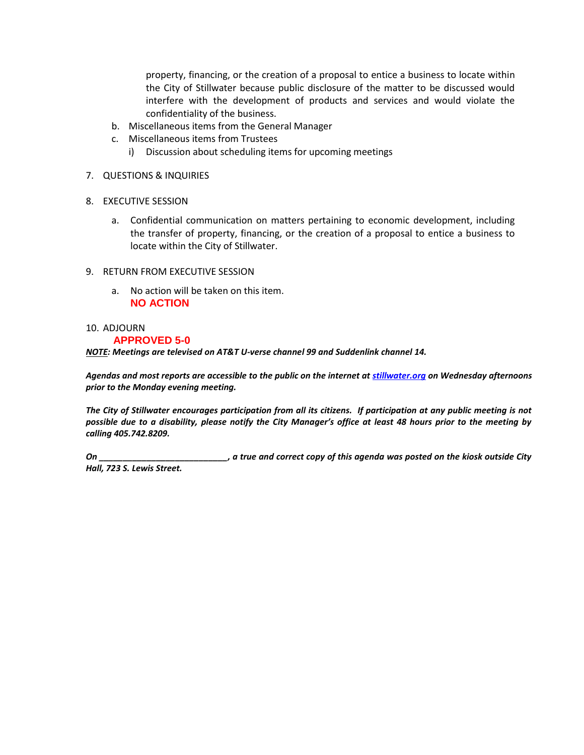property, financing, or the creation of a proposal to entice a business to locate within the City of Stillwater because public disclosure of the matter to be discussed would interfere with the development of products and services and would violate the confidentiality of the business.

b. Miscellaneous items from the General Manager

c. Miscellaneous items from Trustees

   i) Discussion about scheduling items for upcoming meetings

7. QUESTIONS & INQUIRIES

8. EXECUTIVE SESSION

   a. Confidential communication on matters pertaining to economic development, including the transfer of property, financing, or the creation of a proposal to entice a business to locate within the City of Stillwater.

9. RETURN FROM EXECUTIVE SESSION

   a. No action will be taken on this item.
   **NO ACTION**

10. ADJOURN
    **APPROVED 5-0**

***NOTE: Meetings are televised on AT&T U-verse channel 99 and Suddenlink channel 14.***

***Agendas and most reports are accessible to the public on the internet at [stillwater.org](http://stillwater.org) on Wednesday afternoons prior to the Monday evening meeting.***

***The City of Stillwater encourages participation from all its citizens. If participation at any public meeting is not possible due to a disability, please notify the City Manager's office at least 48 hours prior to the meeting by calling 405.742.8209.***

***On ___________________________, a true and correct copy of this agenda was posted on the kiosk outside City Hall, 723 S. Lewis Street.***